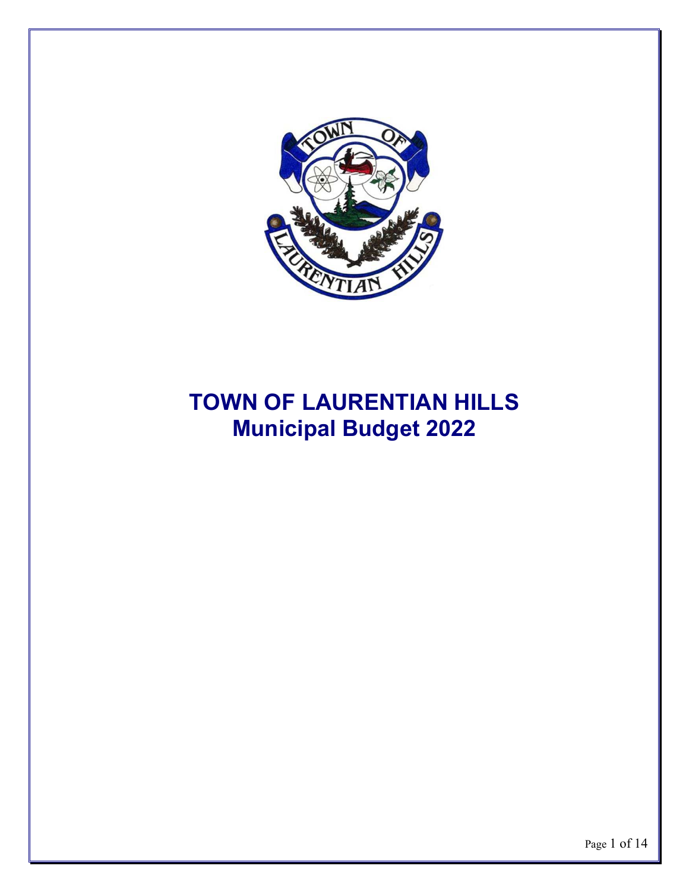# TOWN OF LAURENTIAN HILLS
## Municipal Budget 2022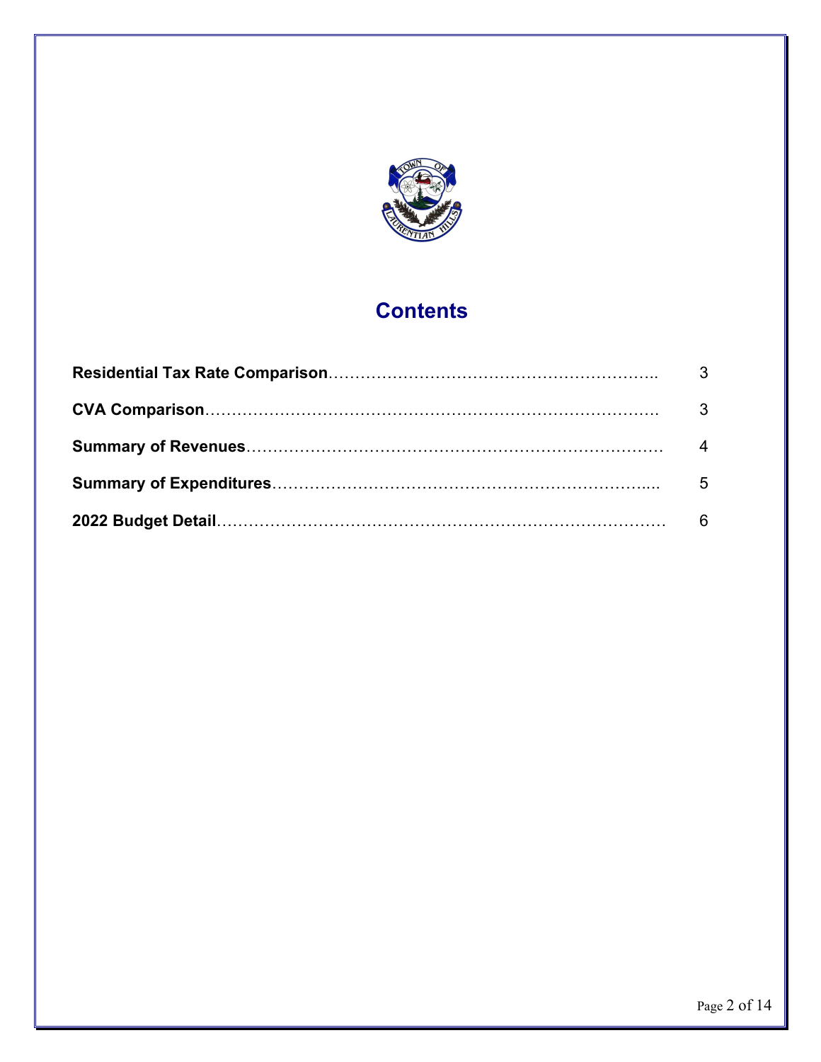# Contents

| | |
|---|---|
| **Residential Tax Rate Comparison** | 3 |
| **CVA Comparison** | 3 |
| **Summary of Revenues** | 4 |
| **Summary of Expenditures** | 5 |
| **2022 Budget Detail** | 6 |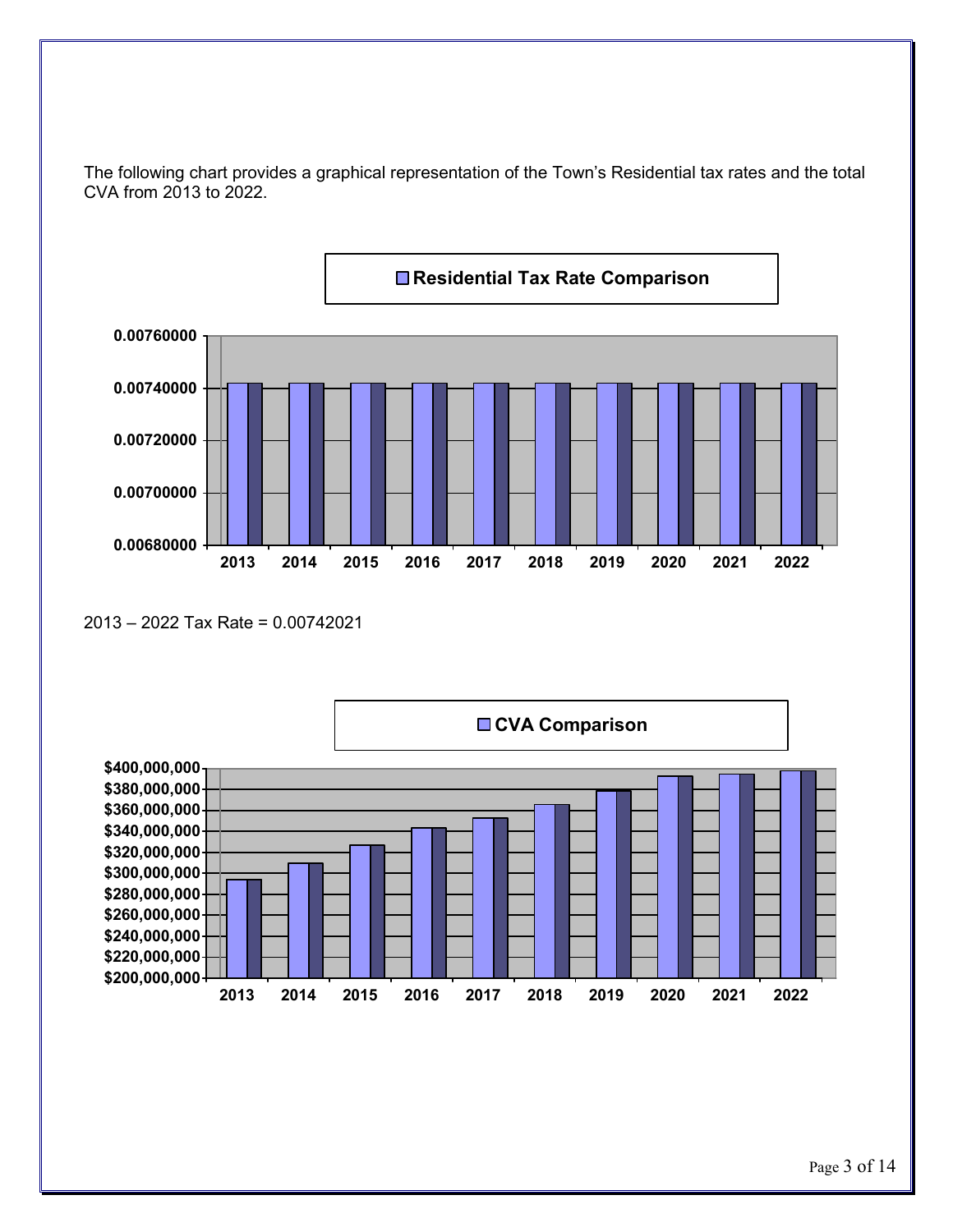The following chart provides a graphical representation of the Town's Residential tax rates and the total CVA from 2013 to 2022.

2013 – 2022 Tax Rate = 0.00742021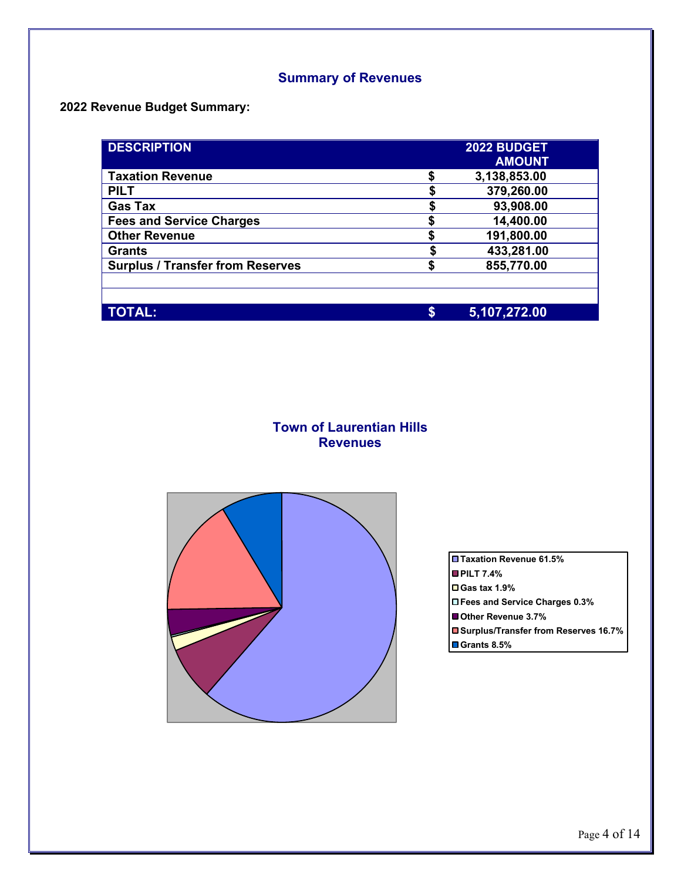## Summary of Revenues

**2022 Revenue Budget Summary:**

| DESCRIPTION | 2022 BUDGET AMOUNT |
|---|---|
| Taxation Revenue | $ 3,138,853.00 |
| PILT | $ 379,260.00 |
| Gas Tax | $ 93,908.00 |
| Fees and Service Charges | $ 14,400.00 |
| Other Revenue | $ 191,800.00 |
| Grants | $ 433,281.00 |
| Surplus / Transfer from Reserves | $ 855,770.00 |
| | |
| | |
| **TOTAL:** | **$ 5,107,272.00** |

### Town of Laurentian Hills Revenues

- Taxation Revenue 61.5%
- PILT 7.4%
- Gas tax 1.9%
- Fees and Service Charges 0.3%
- Other Revenue 3.7%
- Surplus/Transfer from Reserves 16.7%
- Grants 8.5%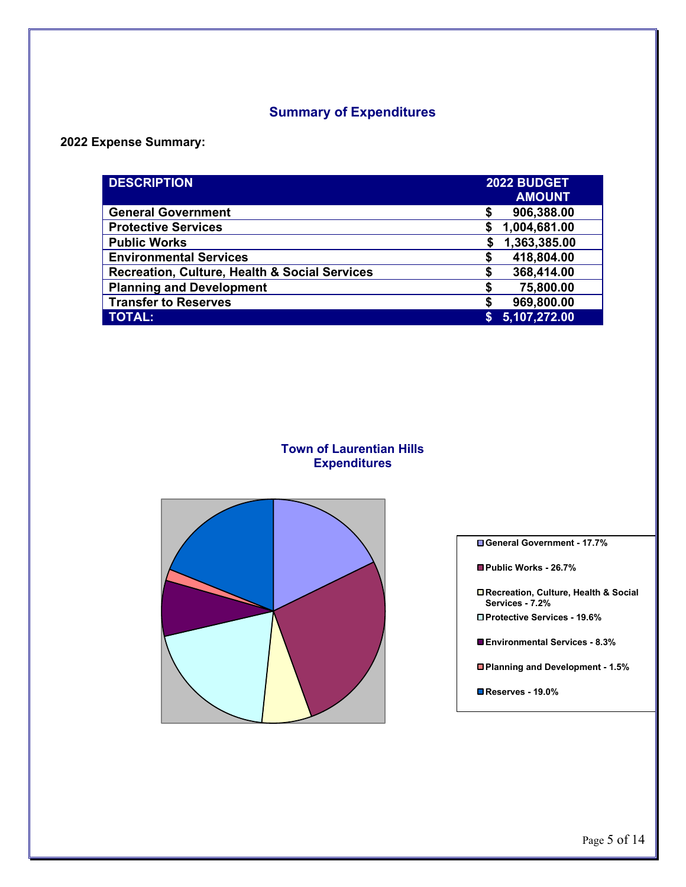## Summary of Expenditures

**2022 Expense Summary:**

| DESCRIPTION | 2022 BUDGET AMOUNT |
|---|---|
| General Government | $ 906,388.00 |
| Protective Services | $ 1,004,681.00 |
| Public Works | $ 1,363,385.00 |
| Environmental Services | $ 418,804.00 |
| Recreation, Culture, Health & Social Services | $ 368,414.00 |
| Planning and Development | $ 75,800.00 |
| Transfer to Reserves | $ 969,800.00 |
| **TOTAL:** | **$ 5,107,272.00** |

**Town of Laurentian Hills Expenditures**

- General Government - 17.7%
- Public Works - 26.7%
- Recreation, Culture, Health & Social Services - 7.2%
- Protective Services - 19.6%
- Environmental Services - 8.3%
- Planning and Development - 1.5%
- Reserves - 19.0%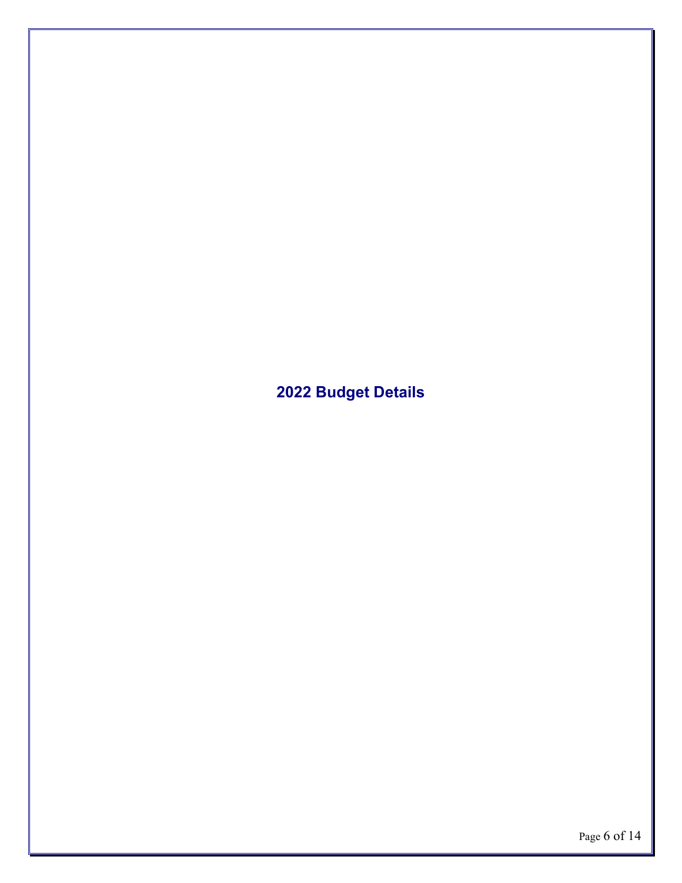# 2022 Budget Details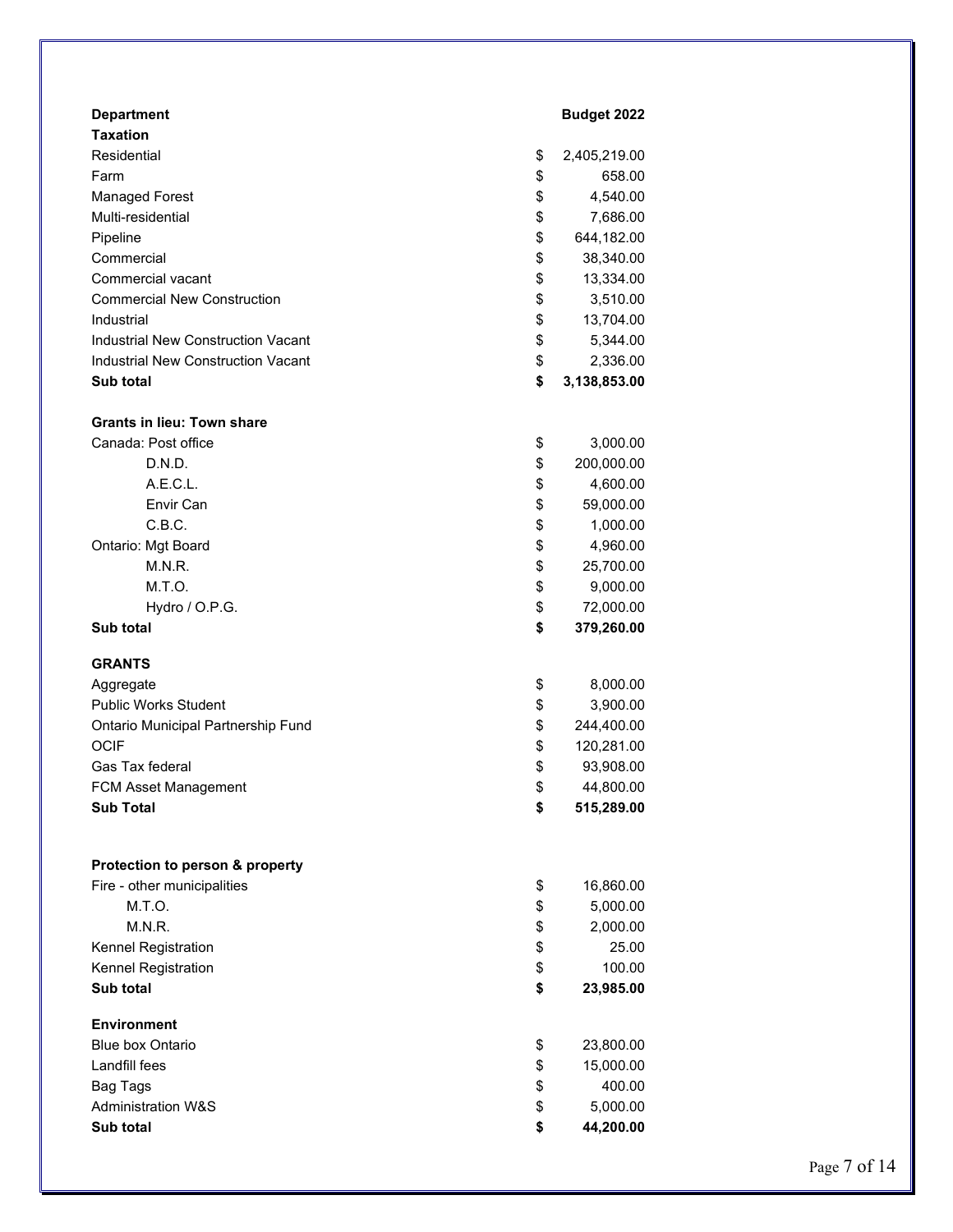| Department | | Budget 2022 |
|---|---|---|
| **Taxation** | | |
| Residential | $ | 2,405,219.00 |
| Farm | $ | 658.00 |
| Managed Forest | $ | 4,540.00 |
| Multi-residential | $ | 7,686.00 |
| Pipeline | $ | 644,182.00 |
| Commercial | $ | 38,340.00 |
| Commercial vacant | $ | 13,334.00 |
| Commercial New Construction | $ | 3,510.00 |
| Industrial | $ | 13,704.00 |
| Industrial New Construction Vacant | $ | 5,344.00 |
| Industrial New Construction Vacant | $ | 2,336.00 |
| **Sub total** | **$** | **3,138,853.00** |
| | | |
| **Grants in lieu: Town share** | | |
| Canada: Post office | $ | 3,000.00 |
| D.N.D. | $ | 200,000.00 |
| A.E.C.L. | $ | 4,600.00 |
| Envir Can | $ | 59,000.00 |
| C.B.C. | $ | 1,000.00 |
| Ontario: Mgt Board | $ | 4,960.00 |
| M.N.R. | $ | 25,700.00 |
| M.T.O. | $ | 9,000.00 |
| Hydro / O.P.G. | $ | 72,000.00 |
| **Sub total** | **$** | **379,260.00** |
| | | |
| **GRANTS** | | |
| Aggregate | $ | 8,000.00 |
| Public Works Student | $ | 3,900.00 |
| Ontario Municipal Partnership Fund | $ | 244,400.00 |
| OCIF | $ | 120,281.00 |
| Gas Tax federal | $ | 93,908.00 |
| FCM Asset Management | $ | 44,800.00 |
| **Sub Total** | **$** | **515,289.00** |
| | | |
| **Protection to person & property** | | |
| Fire - other municipalities | $ | 16,860.00 |
| M.T.O. | $ | 5,000.00 |
| M.N.R. | $ | 2,000.00 |
| Kennel Registration | $ | 25.00 |
| Kennel Registration | $ | 100.00 |
| **Sub total** | **$** | **23,985.00** |
| | | |
| **Environment** | | |
| Blue box Ontario | $ | 23,800.00 |
| Landfill fees | $ | 15,000.00 |
| Bag Tags | $ | 400.00 |
| Administration W&S | $ | 5,000.00 |
| **Sub total** | **$** | **44,200.00** |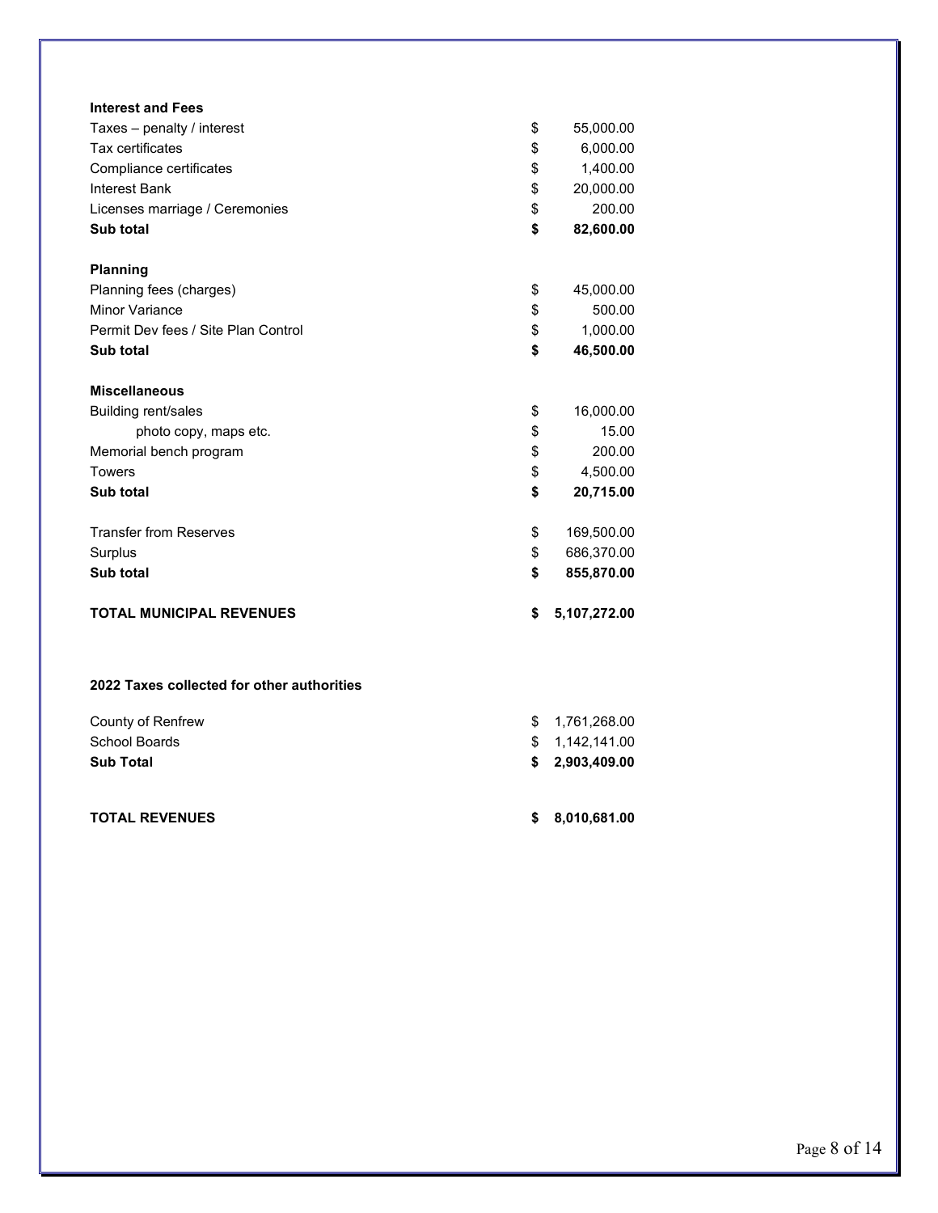| **Interest and Fees** | | |
|---|---|---|
| Taxes – penalty / interest | $ | 55,000.00 |
| Tax certificates | $ | 6,000.00 |
| Compliance certificates | $ | 1,400.00 |
| Interest Bank | $ | 20,000.00 |
| Licenses marriage / Ceremonies | $ | 200.00 |
| **Sub total** | **$** | **82,600.00** |
| | | |
| **Planning** | | |
| Planning fees (charges) | $ | 45,000.00 |
| Minor Variance | $ | 500.00 |
| Permit Dev fees / Site Plan Control | $ | 1,000.00 |
| **Sub total** | **$** | **46,500.00** |
| | | |
| **Miscellaneous** | | |
| Building rent/sales | $ | 16,000.00 |
| photo copy, maps etc. | $ | 15.00 |
| Memorial bench program | $ | 200.00 |
| Towers | $ | 4,500.00 |
| **Sub total** | **$** | **20,715.00** |
| | | |
| Transfer from Reserves | $ | 169,500.00 |
| Surplus | $ | 686,370.00 |
| **Sub total** | **$** | **855,870.00** |
| | | |
| **TOTAL MUNICIPAL REVENUES** | **$** | **5,107,272.00** |
| | | |
| **2022 Taxes collected for other authorities** | | |
| County of Renfrew | $ | 1,761,268.00 |
| School Boards | $ | 1,142,141.00 |
| **Sub Total** | **$** | **2,903,409.00** |
| | | |
| **TOTAL REVENUES** | **$** | **8,010,681.00** |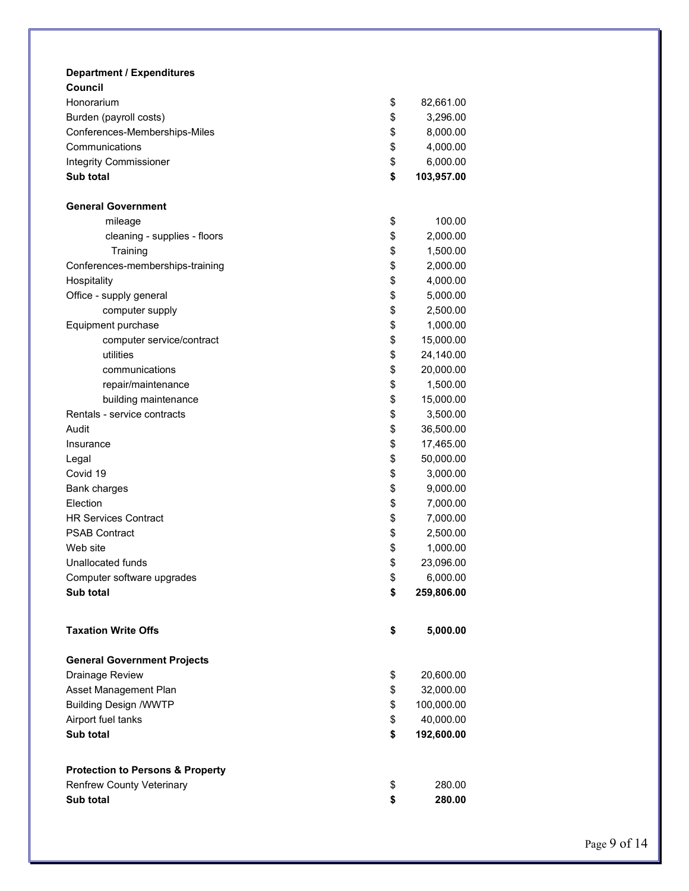| **Department / Expenditures** | | |
|---|---|---|
| **Council** | | |
| Honorarium | $ | 82,661.00 |
| Burden (payroll costs) | $ | 3,296.00 |
| Conferences-Memberships-Miles | $ | 8,000.00 |
| Communications | $ | 4,000.00 |
| Integrity Commissioner | $ | 6,000.00 |
| **Sub total** | **$** | **103,957.00** |
| | | |
| **General Government** | | |
| mileage | $ | 100.00 |
| cleaning - supplies - floors | $ | 2,000.00 |
| Training | $ | 1,500.00 |
| Conferences-memberships-training | $ | 2,000.00 |
| Hospitality | $ | 4,000.00 |
| Office - supply general | $ | 5,000.00 |
| computer supply | $ | 2,500.00 |
| Equipment purchase | $ | 1,000.00 |
| computer service/contract | $ | 15,000.00 |
| utilities | $ | 24,140.00 |
| communications | $ | 20,000.00 |
| repair/maintenance | $ | 1,500.00 |
| building maintenance | $ | 15,000.00 |
| Rentals - service contracts | $ | 3,500.00 |
| Audit | $ | 36,500.00 |
| Insurance | $ | 17,465.00 |
| Legal | $ | 50,000.00 |
| Covid 19 | $ | 3,000.00 |
| Bank charges | $ | 9,000.00 |
| Election | $ | 7,000.00 |
| HR Services Contract | $ | 7,000.00 |
| PSAB Contract | $ | 2,500.00 |
| Web site | $ | 1,000.00 |
| Unallocated funds | $ | 23,096.00 |
| Computer software upgrades | $ | 6,000.00 |
| **Sub total** | **$** | **259,806.00** |
| | | |
| **Taxation Write Offs** | **$** | **5,000.00** |
| | | |
| **General Government Projects** | | |
| Drainage Review | $ | 20,600.00 |
| Asset Management Plan | $ | 32,000.00 |
| Building Design /WWTP | $ | 100,000.00 |
| Airport fuel tanks | $ | 40,000.00 |
| **Sub total** | **$** | **192,600.00** |
| | | |
| **Protection to Persons & Property** | | |
| Renfrew County Veterinary | $ | 280.00 |
| **Sub total** | **$** | **280.00** |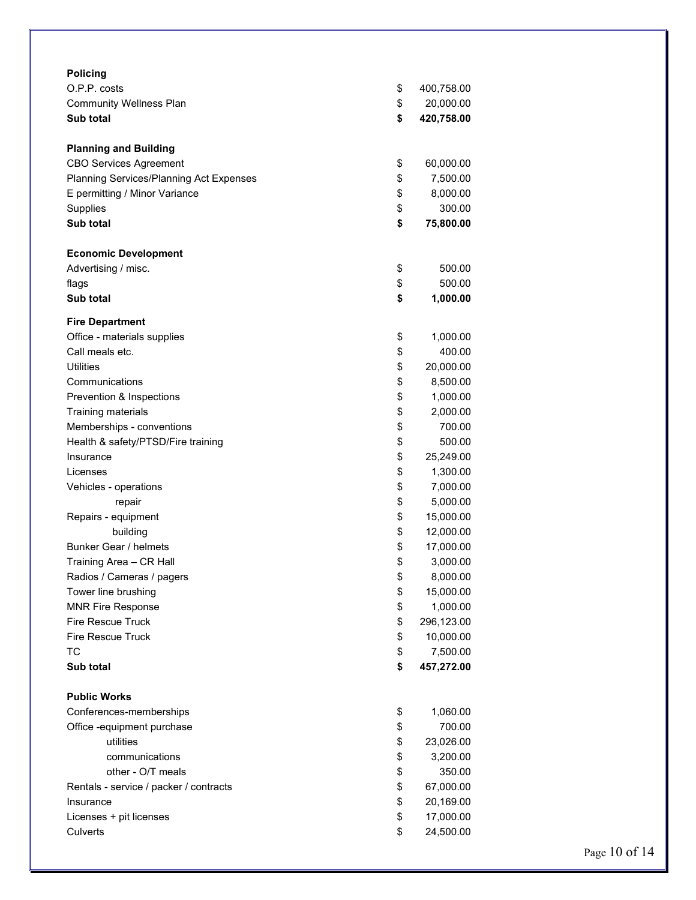| **Policing** | | |
|---|---|---|
| O.P.P. costs | $ | 400,758.00 |
| Community Wellness Plan | $ | 20,000.00 |
| **Sub total** | **$** | **420,758.00** |
| | | |
| **Planning and Building** | | |
| CBO Services Agreement | $ | 60,000.00 |
| Planning Services/Planning Act Expenses | $ | 7,500.00 |
| E permitting / Minor Variance | $ | 8,000.00 |
| Supplies | $ | 300.00 |
| **Sub total** | **$** | **75,800.00** |
| | | |
| **Economic Development** | | |
| Advertising / misc. | $ | 500.00 |
| flags | $ | 500.00 |
| **Sub total** | **$** | **1,000.00** |
| | | |
| **Fire Department** | | |
| Office - materials supplies | $ | 1,000.00 |
| Call meals etc. | $ | 400.00 |
| Utilities | $ | 20,000.00 |
| Communications | $ | 8,500.00 |
| Prevention & Inspections | $ | 1,000.00 |
| Training materials | $ | 2,000.00 |
| Memberships - conventions | $ | 700.00 |
| Health & safety/PTSD/Fire training | $ | 500.00 |
| Insurance | $ | 25,249.00 |
| Licenses | $ | 1,300.00 |
| Vehicles - operations | $ | 7,000.00 |
| repair | $ | 5,000.00 |
| Repairs - equipment | $ | 15,000.00 |
| building | $ | 12,000.00 |
| Bunker Gear / helmets | $ | 17,000.00 |
| Training Area – CR Hall | $ | 3,000.00 |
| Radios / Cameras / pagers | $ | 8,000.00 |
| Tower line brushing | $ | 15,000.00 |
| MNR Fire Response | $ | 1,000.00 |
| Fire Rescue Truck | $ | 296,123.00 |
| Fire Rescue Truck | $ | 10,000.00 |
| TC | $ | 7,500.00 |
| **Sub total** | **$** | **457,272.00** |
| | | |
| **Public Works** | | |
| Conferences-memberships | $ | 1,060.00 |
| Office -equipment purchase | $ | 700.00 |
| utilities | $ | 23,026.00 |
| communications | $ | 3,200.00 |
| other - O/T meals | $ | 350.00 |
| Rentals - service / packer / contracts | $ | 67,000.00 |
| Insurance | $ | 20,169.00 |
| Licenses + pit licenses | $ | 17,000.00 |
| Culverts | $ | 24,500.00 |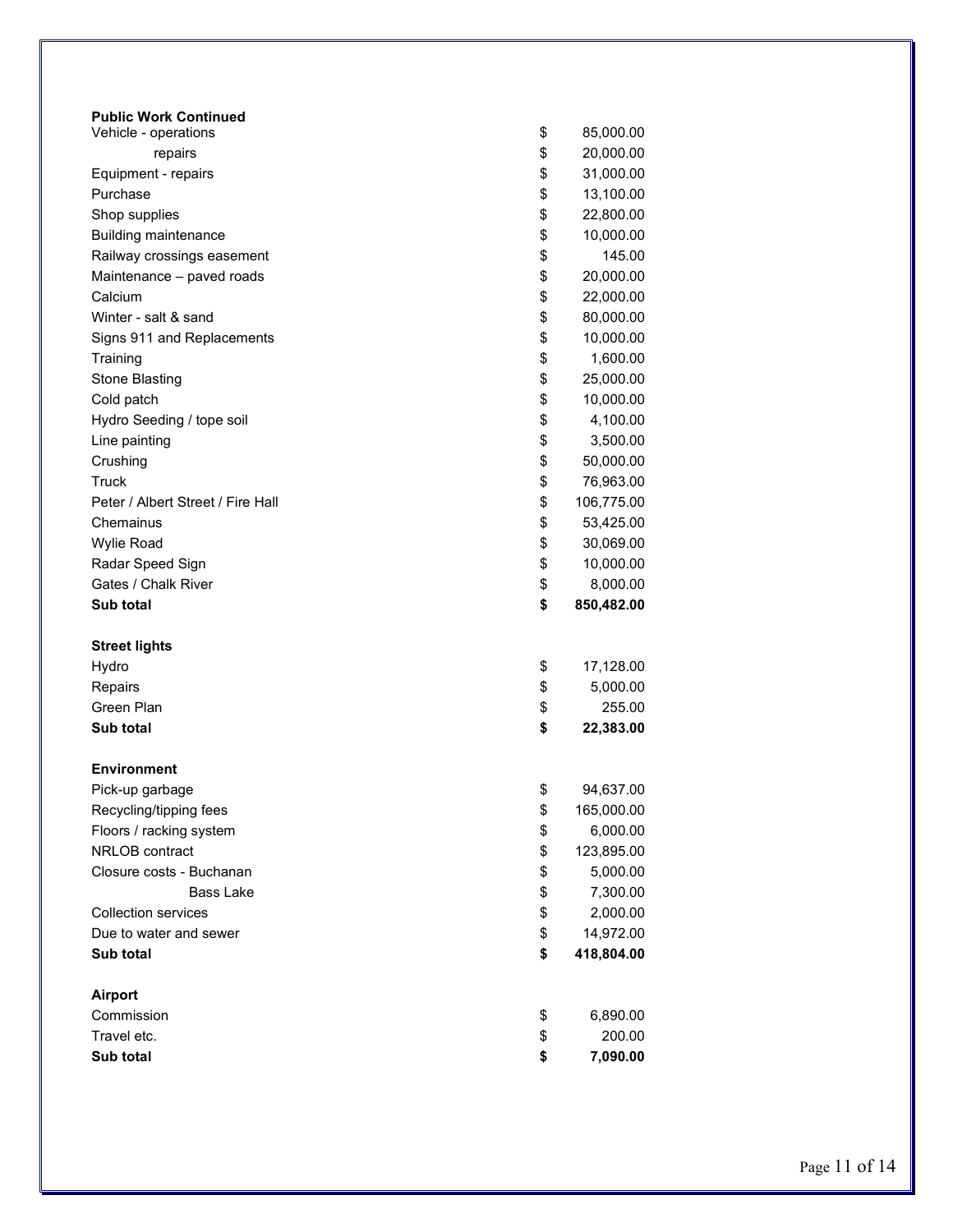**Public Work Continued**

| | | |
|---|---|---|
| Vehicle - operations | $ | 85,000.00 |
| repairs | $ | 20,000.00 |
| Equipment - repairs | $ | 31,000.00 |
| Purchase | $ | 13,100.00 |
| Shop supplies | $ | 22,800.00 |
| Building maintenance | $ | 10,000.00 |
| Railway crossings easement | $ | 145.00 |
| Maintenance – paved roads | $ | 20,000.00 |
| Calcium | $ | 22,000.00 |
| Winter - salt & sand | $ | 80,000.00 |
| Signs 911 and Replacements | $ | 10,000.00 |
| Training | $ | 1,600.00 |
| Stone Blasting | $ | 25,000.00 |
| Cold patch | $ | 10,000.00 |
| Hydro Seeding / tope soil | $ | 4,100.00 |
| Line painting | $ | 3,500.00 |
| Crushing | $ | 50,000.00 |
| Truck | $ | 76,963.00 |
| Peter / Albert Street / Fire Hall | $ | 106,775.00 |
| Chemainus | $ | 53,425.00 |
| Wylie Road | $ | 30,069.00 |
| Radar Speed Sign | $ | 10,000.00 |
| Gates / Chalk River | $ | 8,000.00 |
| **Sub total** | **$** | **850,482.00** |

**Street lights**

| | | |
|---|---|---|
| Hydro | $ | 17,128.00 |
| Repairs | $ | 5,000.00 |
| Green Plan | $ | 255.00 |
| **Sub total** | **$** | **22,383.00** |

**Environment**

| | | |
|---|---|---|
| Pick-up garbage | $ | 94,637.00 |
| Recycling/tipping fees | $ | 165,000.00 |
| Floors / racking system | $ | 6,000.00 |
| NRLOB contract | $ | 123,895.00 |
| Closure costs - Buchanan | $ | 5,000.00 |
| Bass Lake | $ | 7,300.00 |
| Collection services | $ | 2,000.00 |
| Due to water and sewer | $ | 14,972.00 |
| **Sub total** | **$** | **418,804.00** |

**Airport**

| | | |
|---|---|---|
| Commission | $ | 6,890.00 |
| Travel etc. | $ | 200.00 |
| **Sub total** | **$** | **7,090.00** |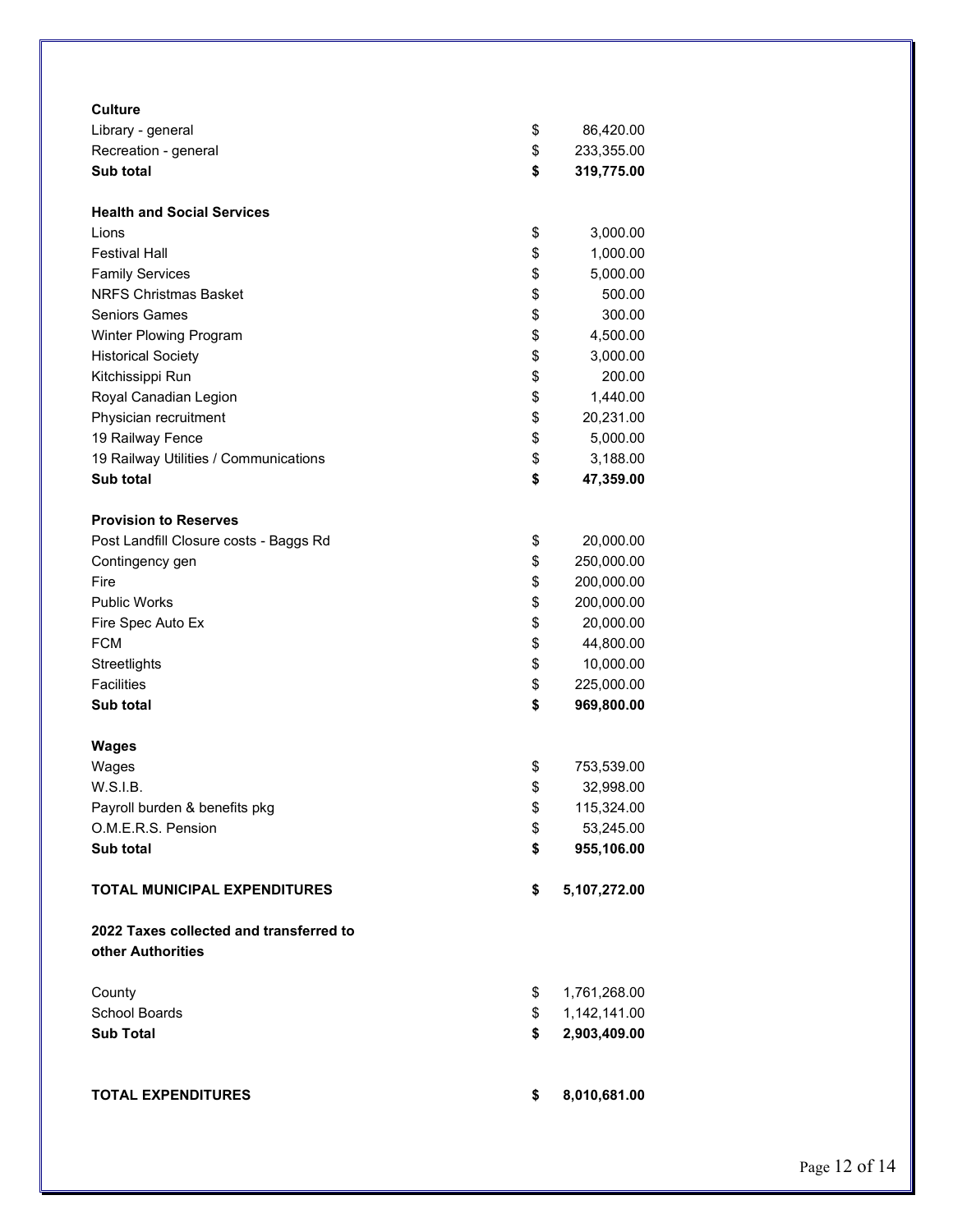| | | |
|---|---|---|
| **Culture** | | |
| Library - general | $ | 86,420.00 |
| Recreation - general | $ | 233,355.00 |
| **Sub total** | **$** | **319,775.00** |
| | | |
| **Health and Social Services** | | |
| Lions | $ | 3,000.00 |
| Festival Hall | $ | 1,000.00 |
| Family Services | $ | 5,000.00 |
| NRFS Christmas Basket | $ | 500.00 |
| Seniors Games | $ | 300.00 |
| Winter Plowing Program | $ | 4,500.00 |
| Historical Society | $ | 3,000.00 |
| Kitchissippi Run | $ | 200.00 |
| Royal Canadian Legion | $ | 1,440.00 |
| Physician recruitment | $ | 20,231.00 |
| 19 Railway Fence | $ | 5,000.00 |
| 19 Railway Utilities / Communications | $ | 3,188.00 |
| **Sub total** | **$** | **47,359.00** |
| | | |
| **Provision to Reserves** | | |
| Post Landfill Closure costs - Baggs Rd | $ | 20,000.00 |
| Contingency gen | $ | 250,000.00 |
| Fire | $ | 200,000.00 |
| Public Works | $ | 200,000.00 |
| Fire Spec Auto Ex | $ | 20,000.00 |
| FCM | $ | 44,800.00 |
| Streetlights | $ | 10,000.00 |
| Facilities | $ | 225,000.00 |
| **Sub total** | **$** | **969,800.00** |
| | | |
| **Wages** | | |
| Wages | $ | 753,539.00 |
| W.S.I.B. | $ | 32,998.00 |
| Payroll burden & benefits pkg | $ | 115,324.00 |
| O.M.E.R.S. Pension | $ | 53,245.00 |
| **Sub total** | **$** | **955,106.00** |
| | | |
| **TOTAL MUNICIPAL EXPENDITURES** | **$** | **5,107,272.00** |
| | | |
| **2022 Taxes collected and transferred to other Authorities** | | |
| | | |
| County | $ | 1,761,268.00 |
| School Boards | $ | 1,142,141.00 |
| **Sub Total** | **$** | **2,903,409.00** |
| | | |
| **TOTAL EXPENDITURES** | **$** | **8,010,681.00** |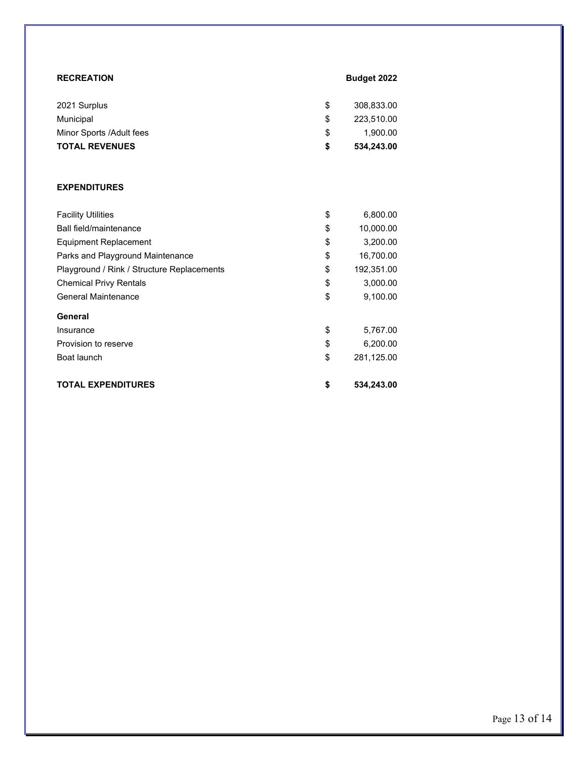| **RECREATION** | | **Budget 2022** |
|---|---|---|
| 2021 Surplus | $ | 308,833.00 |
| Municipal | $ | 223,510.00 |
| Minor Sports /Adult fees | $ | 1,900.00 |
| **TOTAL REVENUES** | **$** | **534,243.00** |
| | | |
| **EXPENDITURES** | | |
| Facility Utilities | $ | 6,800.00 |
| Ball field/maintenance | $ | 10,000.00 |
| Equipment Replacement | $ | 3,200.00 |
| Parks and Playground Maintenance | $ | 16,700.00 |
| Playground / Rink / Structure Replacements | $ | 192,351.00 |
| Chemical Privy Rentals | $ | 3,000.00 |
| General Maintenance | $ | 9,100.00 |
| **General** | | |
| Insurance | $ | 5,767.00 |
| Provision to reserve | $ | 6,200.00 |
| Boat launch | $ | 281,125.00 |
| | | |
| **TOTAL EXPENDITURES** | **$** | **534,243.00** |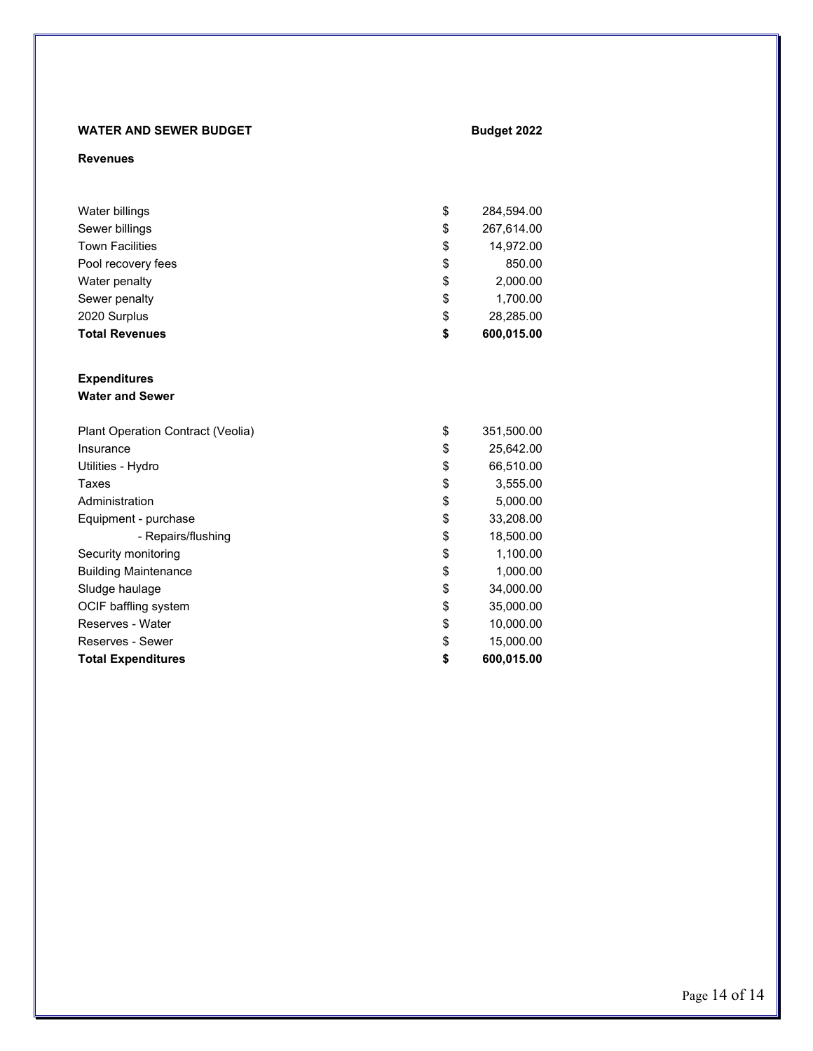| WATER AND SEWER BUDGET | | Budget 2022 |
|---|---|---|
| **Revenues** | | |
| Water billings | $ | 284,594.00 |
| Sewer billings | $ | 267,614.00 |
| Town Facilities | $ | 14,972.00 |
| Pool recovery fees | $ | 850.00 |
| Water penalty | $ | 2,000.00 |
| Sewer penalty | $ | 1,700.00 |
| 2020 Surplus | $ | 28,285.00 |
| **Total Revenues** | **$** | **600,015.00** |
| **Expenditures** | | |
| **Water and Sewer** | | |
| Plant Operation Contract (Veolia) | $ | 351,500.00 |
| Insurance | $ | 25,642.00 |
| Utilities - Hydro | $ | 66,510.00 |
| Taxes | $ | 3,555.00 |
| Administration | $ | 5,000.00 |
| Equipment - purchase | $ | 33,208.00 |
| - Repairs/flushing | $ | 18,500.00 |
| Security monitoring | $ | 1,100.00 |
| Building Maintenance | $ | 1,000.00 |
| Sludge haulage | $ | 34,000.00 |
| OCIF baffling system | $ | 35,000.00 |
| Reserves - Water | $ | 10,000.00 |
| Reserves - Sewer | $ | 15,000.00 |
| **Total Expenditures** | **$** | **600,015.00** |